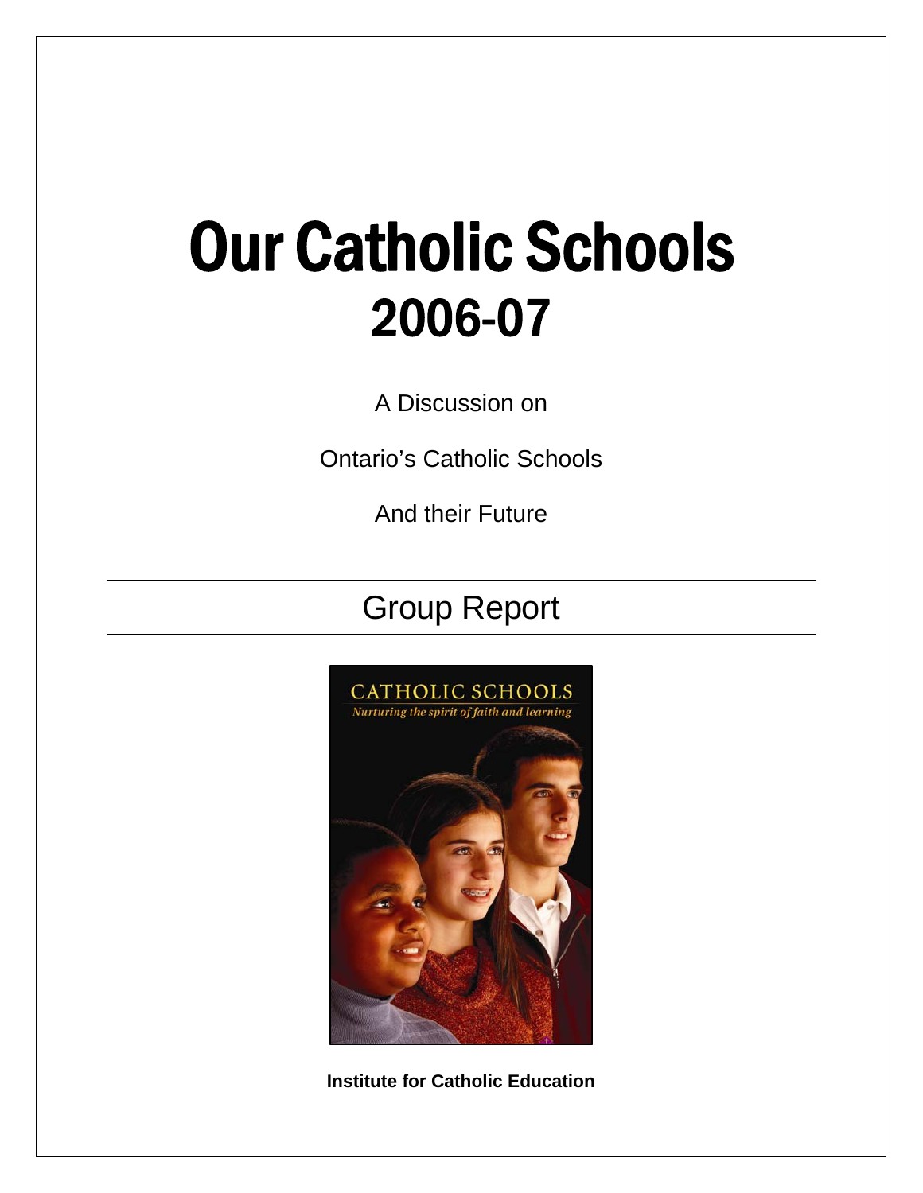# Our Catholic Schools 2006-07

A Discussion on

Ontario's Catholic Schools

And their Future

## Group Report

**Institute for Catholic Education**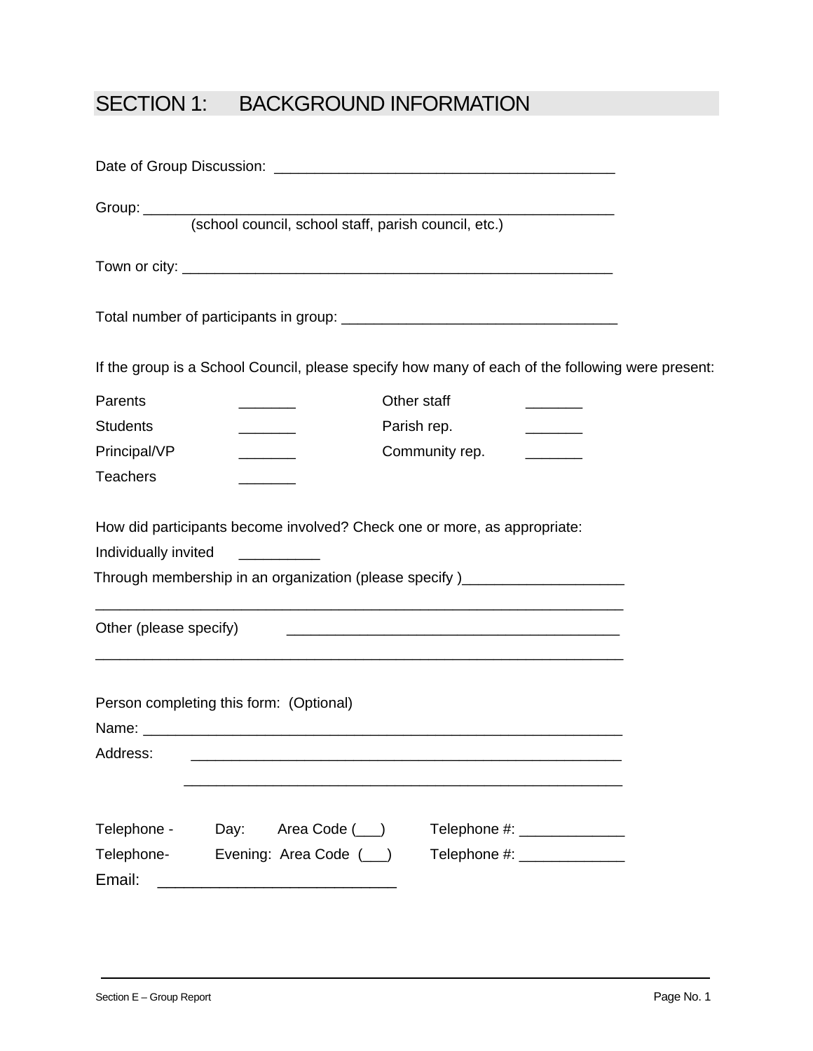## SECTION 1: BACKGROUND INFORMATION

Date of Group Discussion: ________________________________________

Group: _______________________________________________________
(school council, school staff, parish council, etc.)

Town or city: _____________________________________________________

Total number of participants in group: ______________________________

If the group is a School Council, please specify how many of each of the following were present:

| | | | |
|---|---|---|---|
| Parents | _______ | Other staff | _______ |
| Students | _______ | Parish rep. | _______ |
| Principal/VP | _______ | Community rep. | _______ |
| Teachers | _______ | | |

How did participants become involved? Check one or more, as appropriate:

Individually invited __________

Through membership in an organization (please specify )___________________

_________________________________________________________________

Other (please specify) ________________________________________

_________________________________________________________________

Person completing this form: (Optional)

Name: ________________________________________________________

Address: ____________________________________________________

____________________________________________________

Telephone - Day: Area Code (___) Telephone #: _____________

Telephone- Evening: Area Code (___) Telephone #: _____________

Email: ____________________________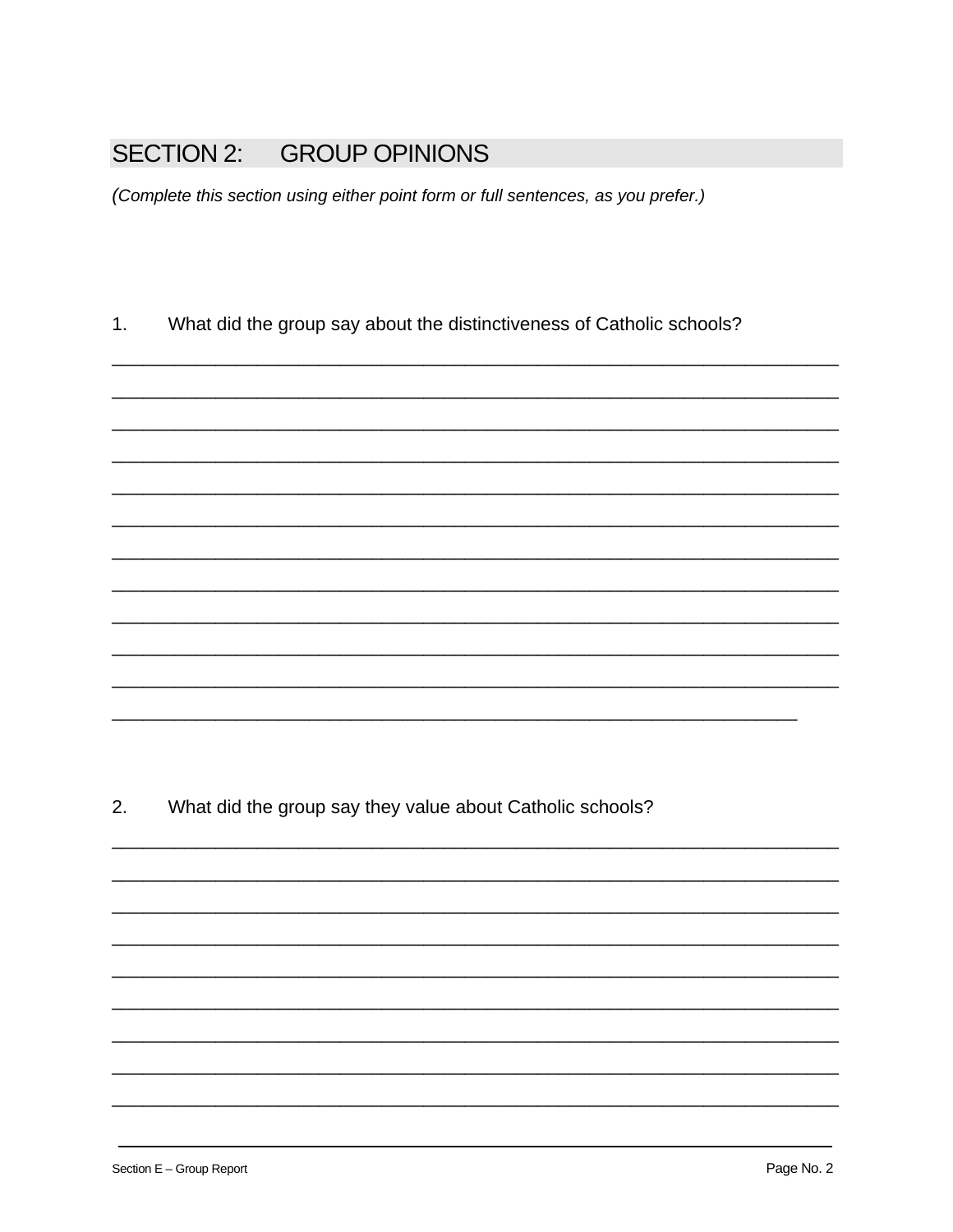## SECTION 2: GROUP OPINIONS

*(Complete this section using either point form or full sentences, as you prefer.)*

1. What did the group say about the distinctiveness of Catholic schools?

___________________________________________________________________________
___________________________________________________________________________
___________________________________________________________________________
___________________________________________________________________________
___________________________________________________________________________
___________________________________________________________________________
___________________________________________________________________________
___________________________________________________________________________
___________________________________________________________________________
___________________________________________________________________________
___________________________________________________________________________
_______________________________________________________________________

2. What did the group say they value about Catholic schools?

___________________________________________________________________________
___________________________________________________________________________
___________________________________________________________________________
___________________________________________________________________________
___________________________________________________________________________
___________________________________________________________________________
___________________________________________________________________________
___________________________________________________________________________
___________________________________________________________________________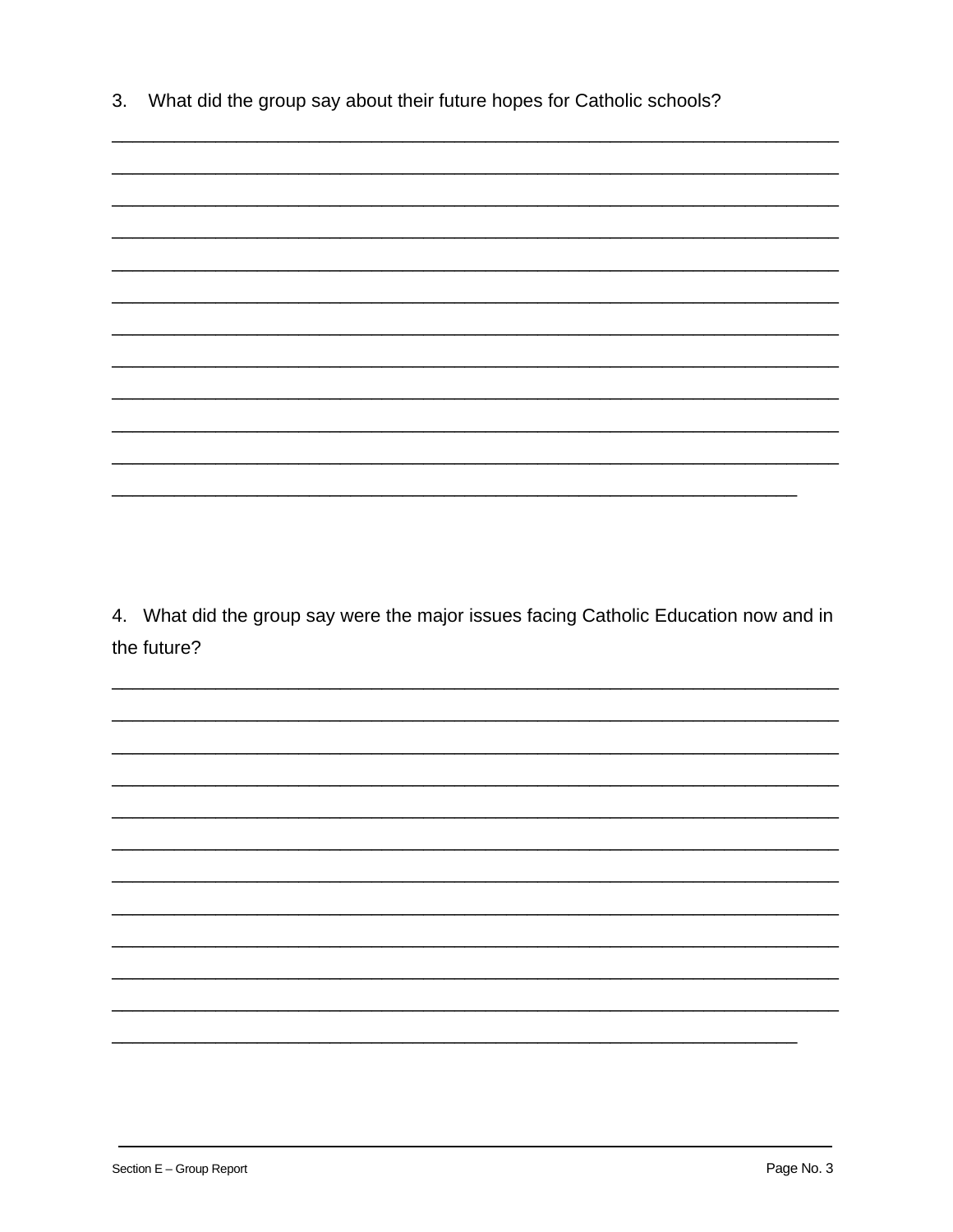3. What did the group say about their future hopes for Catholic schools?

______________________________________________________________________

______________________________________________________________________

______________________________________________________________________

______________________________________________________________________

______________________________________________________________________

______________________________________________________________________

______________________________________________________________________

______________________________________________________________________

______________________________________________________________________

______________________________________________________________________

______________________________________________________________________

_________________________________________________________________

4. What did the group say were the major issues facing Catholic Education now and in the future?

______________________________________________________________________

______________________________________________________________________

______________________________________________________________________

______________________________________________________________________

______________________________________________________________________

______________________________________________________________________

______________________________________________________________________

______________________________________________________________________

______________________________________________________________________

______________________________________________________________________

______________________________________________________________________

_________________________________________________________________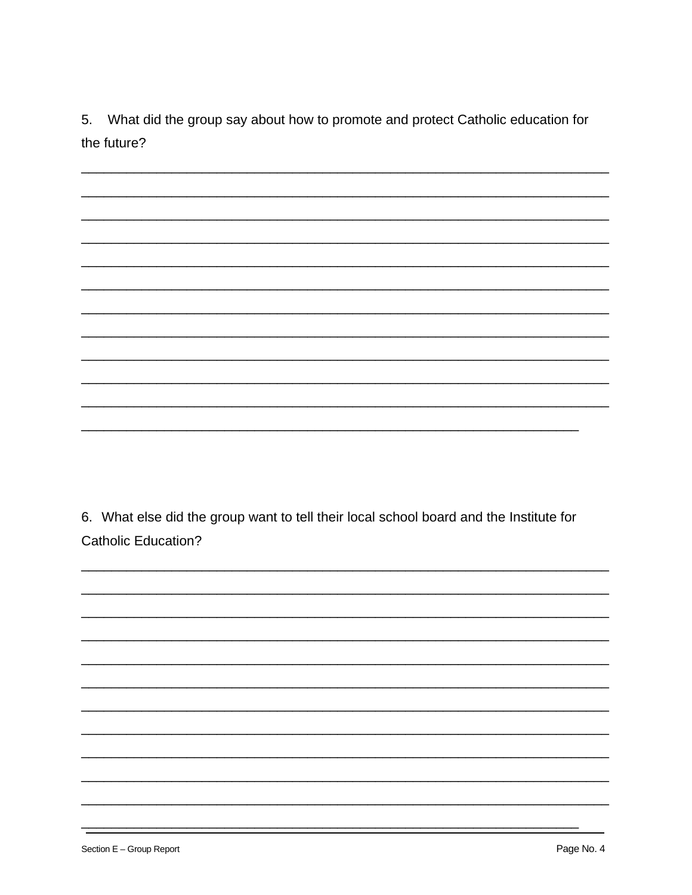5. What did the group say about how to promote and protect Catholic education for the future?

______________________________________________________________________
______________________________________________________________________
______________________________________________________________________
______________________________________________________________________
______________________________________________________________________
______________________________________________________________________
______________________________________________________________________
______________________________________________________________________
______________________________________________________________________
______________________________________________________________________
______________________________________________________________________
__________________________________________________________________

6. What else did the group want to tell their local school board and the Institute for Catholic Education?

______________________________________________________________________
______________________________________________________________________
______________________________________________________________________
______________________________________________________________________
______________________________________________________________________
______________________________________________________________________
______________________________________________________________________
______________________________________________________________________
______________________________________________________________________
______________________________________________________________________
______________________________________________________________________
__________________________________________________________________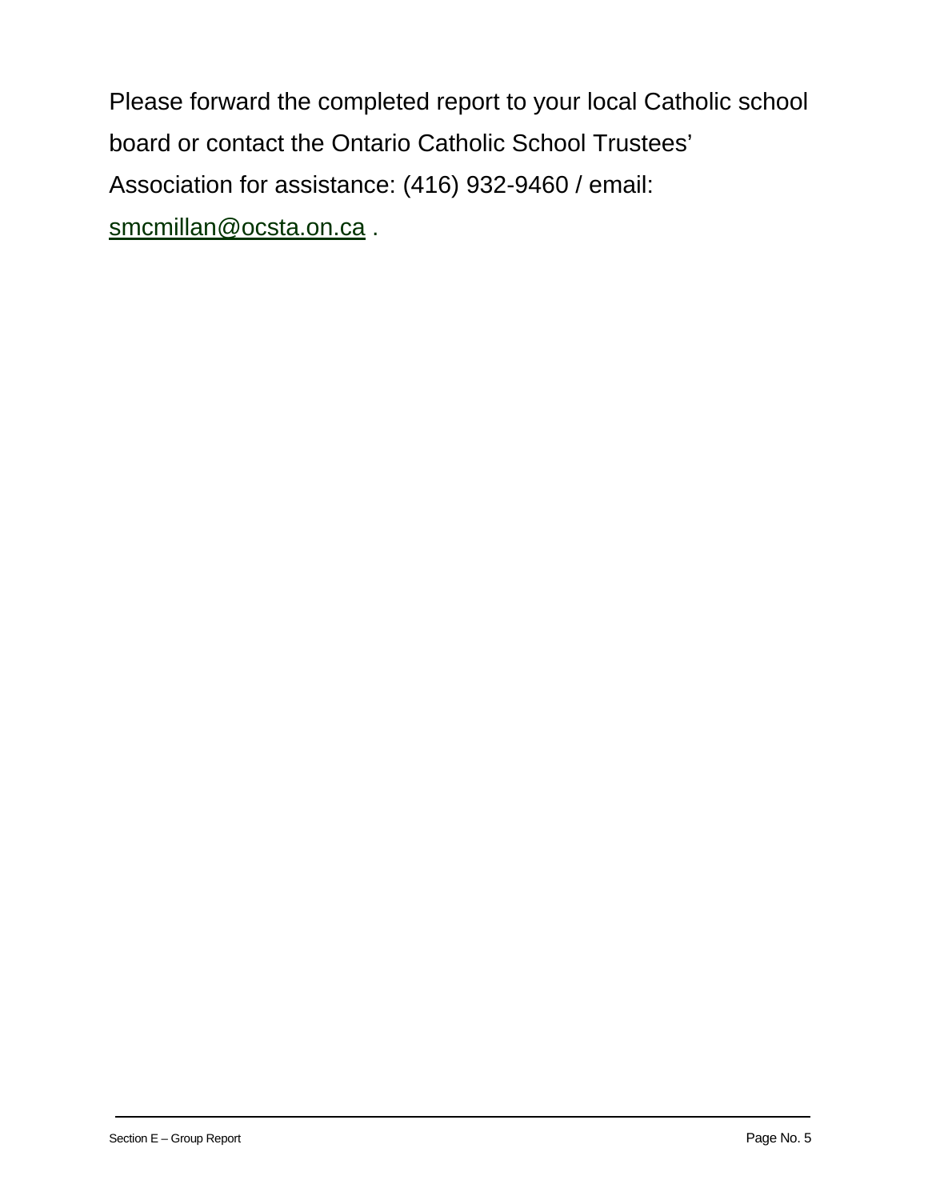Please forward the completed report to your local Catholic school board or contact the Ontario Catholic School Trustees' Association for assistance: (416) 932-9460 / email: smcmillan@ocsta.on.ca .